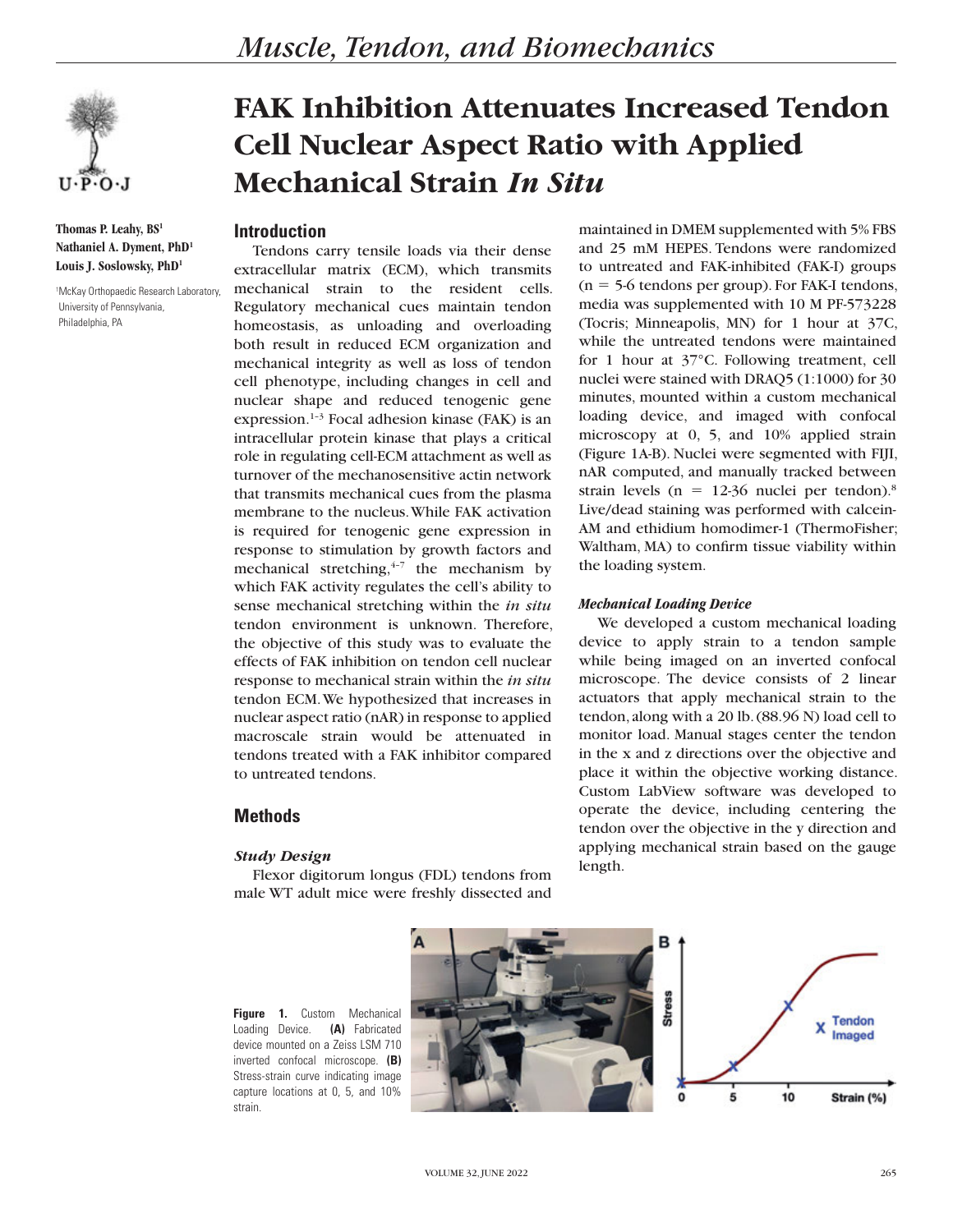# FAK Inhibition Attenuates Increased Tendon Cell Nuclear Aspect Ratio with Applied Mechanical Strain *In Situ*

**Thomas P. Leahy, BS[1]**
**Nathaniel A. Dyment, PhD[1]**
**Louis J. Soslowsky, PhD[1]**

[1]McKay Orthopaedic Research Laboratory, University of Pennsylvania, Philadelphia, PA

## Introduction

Tendons carry tensile loads via their dense extracellular matrix (ECM), which transmits mechanical strain to the resident cells. Regulatory mechanical cues maintain tendon homeostasis, as unloading and overloading both result in reduced ECM organization and mechanical integrity as well as loss of tendon cell phenotype, including changes in cell and nuclear shape and reduced tenogenic gene expression.[1–3] Focal adhesion kinase (FAK) is an intracellular protein kinase that plays a critical role in regulating cell-ECM attachment as well as turnover of the mechanosensitive actin network that transmits mechanical cues from the plasma membrane to the nucleus. While FAK activation is required for tenogenic gene expression in response to stimulation by growth factors and mechanical stretching,[4–7] the mechanism by which FAK activity regulates the cell's ability to sense mechanical stretching within the *in situ* tendon environment is unknown. Therefore, the objective of this study was to evaluate the effects of FAK inhibition on tendon cell nuclear response to mechanical strain within the *in situ* tendon ECM. We hypothesized that increases in nuclear aspect ratio (nAR) in response to applied macroscale strain would be attenuated in tendons treated with a FAK inhibitor compared to untreated tendons.

## Methods

### *Study Design*

Flexor digitorum longus (FDL) tendons from male WT adult mice were freshly dissected and maintained in DMEM supplemented with 5% FBS and 25 mM HEPES. Tendons were randomized to untreated and FAK-inhibited (FAK-I) groups (n = 5-6 tendons per group). For FAK-I tendons, media was supplemented with 10 M PF-573228 (Tocris; Minneapolis, MN) for 1 hour at 37C, while the untreated tendons were maintained for 1 hour at 37°C. Following treatment, cell nuclei were stained with DRAQ5 (1:1000) for 30 minutes, mounted within a custom mechanical loading device, and imaged with confocal microscopy at 0, 5, and 10% applied strain (Figure 1A-B). Nuclei were segmented with FIJI, nAR computed, and manually tracked between strain levels (n = 12-36 nuclei per tendon).[8] Live/dead staining was performed with calcein-AM and ethidium homodimer-1 (ThermoFisher; Waltham, MA) to confirm tissue viability within the loading system.

### *Mechanical Loading Device*

We developed a custom mechanical loading device to apply strain to a tendon sample while being imaged on an inverted confocal microscope. The device consists of 2 linear actuators that apply mechanical strain to the tendon, along with a 20 lb. (88.96 N) load cell to monitor load. Manual stages center the tendon in the x and z directions over the objective and place it within the objective working distance. Custom LabView software was developed to operate the device, including centering the tendon over the objective in the y direction and applying mechanical strain based on the gauge length.

**Figure 1.** Custom Mechanical Loading Device. **(A)** Fabricated device mounted on a Zeiss LSM 710 inverted confocal microscope. **(B)** Stress-strain curve indicating image capture locations at 0, 5, and 10% strain.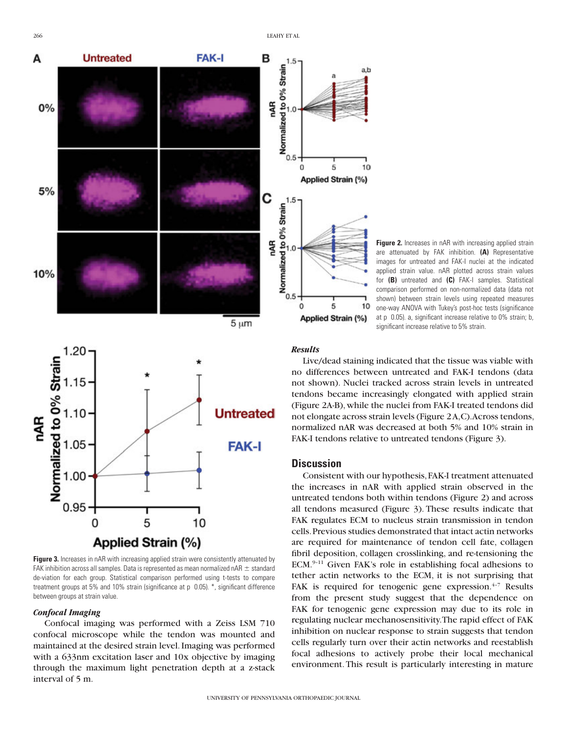Figure 2. Increases in nAR with increasing applied strain are attenuated by FAK inhibition. **(A)** Representative images for untreated and FAK-I nuclei at the indicated applied strain value. nAR plotted across strain values for **(B)** untreated and **(C)** FAK-I samples. Statistical comparison performed on non-normalized data (data not shown) between strain levels using repeated measures one-way ANOVA with Tukey's post-hoc tests (significance at p 0.05). a, significant increase relative to 0% strain; b, significant increase relative to 5% strain.

Figure 3. Increases in nAR with increasing applied strain were consistently attenuated by FAK inhibition across all samples. Data is represented as mean normalized nAR ± standard de-viation for each group. Statistical comparison performed using t-tests to compare treatment groups at 5% and 10% strain (significance at p 0.05). *, significant difference between groups at strain value.

### *Confocal Imaging*

Confocal imaging was performed with a Zeiss LSM 710 confocal microscope while the tendon was mounted and maintained at the desired strain level. Imaging was performed with a 633nm excitation laser and 10x objective by imaging through the maximum light penetration depth at a z-stack interval of 5 m.

### *Results*

Live/dead staining indicated that the tissue was viable with no differences between untreated and FAK-I tendons (data not shown). Nuclei tracked across strain levels in untreated tendons became increasingly elongated with applied strain (Figure 2A-B), while the nuclei from FAK-I treated tendons did not elongate across strain levels (Figure 2A,C). Across tendons, normalized nAR was decreased at both 5% and 10% strain in FAK-I tendons relative to untreated tendons (Figure 3).

## Discussion

Consistent with our hypothesis, FAK-I treatment attenuated the increases in nAR with applied strain observed in the untreated tendons both within tendons (Figure 2) and across all tendons measured (Figure 3). These results indicate that FAK regulates ECM to nucleus strain transmission in tendon cells. Previous studies demonstrated that intact actin networks are required for maintenance of tendon cell fate, collagen fibril deposition, collagen crosslinking, and re-tensioning the ECM.[9–11] Given FAK's role in establishing focal adhesions to tether actin networks to the ECM, it is not surprising that FAK is required for tenogenic gene expression.[4–7] Results from the present study suggest that the dependence on FAK for tenogenic gene expression may due to its role in regulating nuclear mechanosensitivity. The rapid effect of FAK inhibition on nuclear response to strain suggests that tendon cells regularly turn over their actin networks and reestablish focal adhesions to actively probe their local mechanical environment. This result is particularly interesting in mature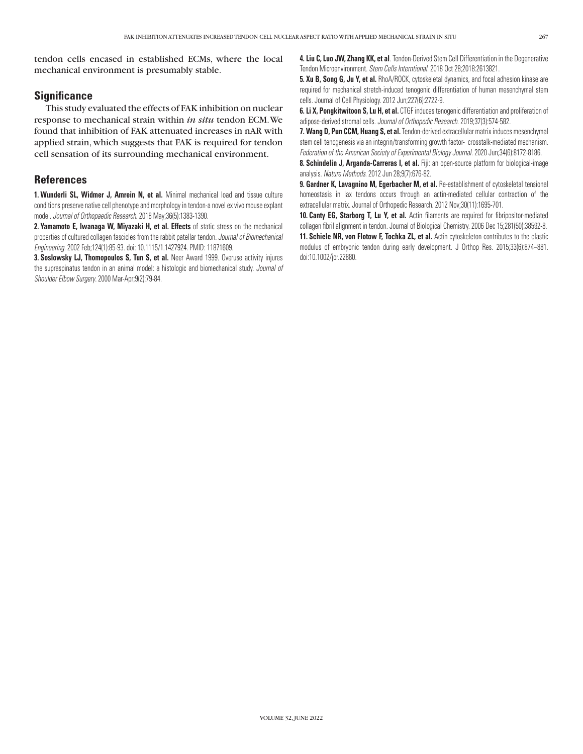tendon cells encased in established ECMs, where the local mechanical environment is presumably stable.

## Significance

This study evaluated the effects of FAK inhibition on nuclear response to mechanical strain within *in situ* tendon ECM. We found that inhibition of FAK attenuated increases in nAR with applied strain, which suggests that FAK is required for tendon cell sensation of its surrounding mechanical environment.

## References

**1. Wunderli SL, Widmer J, Amrein N, et al.** Minimal mechanical load and tissue culture conditions preserve native cell phenotype and morphology in tendon-a novel ex vivo mouse explant model. *Journal of Orthopaedic Research.* 2018 May;36(5):1383-1390.

**2. Yamamoto E, Iwanaga W, Miyazaki H, et al. Effects** of static stress on the mechanical properties of cultured collagen fascicles from the rabbit patellar tendon. *Journal of Biomechanical Engineering.* 2002 Feb;124(1):85-93. doi: 10.1115/1.1427924. PMID: 11871609.

**3. Soslowsky LJ, Thomopoulos S, Tun S, et al.** Neer Award 1999. Overuse activity injures the supraspinatus tendon in an animal model: a histologic and biomechanical study. *Journal of Shoulder Elbow Surgery.* 2000 Mar-Apr;9(2):79-84.

**4. Liu C, Luo JW, Zhang KK, et al**. Tendon-Derived Stem Cell Differentiation in the Degenerative Tendon Microenvironment. *Stem Cells Interntional.* 2018 Oct 28;2018:2613821.

**5. Xu B, Song G, Ju Y, et al.** RhoA/ROCK, cytoskeletal dynamics, and focal adhesion kinase are required for mechanical stretch-induced tenogenic differentiation of human mesenchymal stem cells. Journal of Cell Physiology. 2012 Jun;227(6):2722-9.

**6. Li X, Pongkitwitoon S, Lu H, et al.** CTGF induces tenogenic differentiation and proliferation of adipose-derived stromal cells. *Journal of Orthopedic Research.* 2019;37(3):574-582.

**7. Wang D, Pun CCM, Huang S, et al.** Tendon-derived extracellular matrix induces mesenchymal stem cell tenogenesis via an integrin/transforming growth factor- crosstalk-mediated mechanism. *Federation of the American Society of Experimental Biology Journal.* 2020 Jun;34(6):8172-8186.

**8. Schindelin J, Arganda-Carreras I, et al.** Fiji: an open-source platform for biological-image analysis. *Nature Methods.* 2012 Jun 28;9(7):676-82.

**9. Gardner K, Lavagnino M, Egerbacher M, et al.** Re-establishment of cytoskeletal tensional homeostasis in lax tendons occurs through an actin-mediated cellular contraction of the extracellular matrix. Journal of Orthopedic Research. 2012 Nov;30(11):1695-701.

**10. Canty EG, Starborg T, Lu Y, et al.** Actin filaments are required for fibripositor-mediated collagen fibril alignment in tendon. Journal of Biological Chemistry. 2006 Dec 15;281(50):38592-8.

**11. Schiele NR, von Flotow F, Tochka ZL, et al.** Actin cytoskeleton contributes to the elastic modulus of embryonic tendon during early development. J Orthop Res. 2015;33(6):874–881. doi:10.1002/jor.22880.